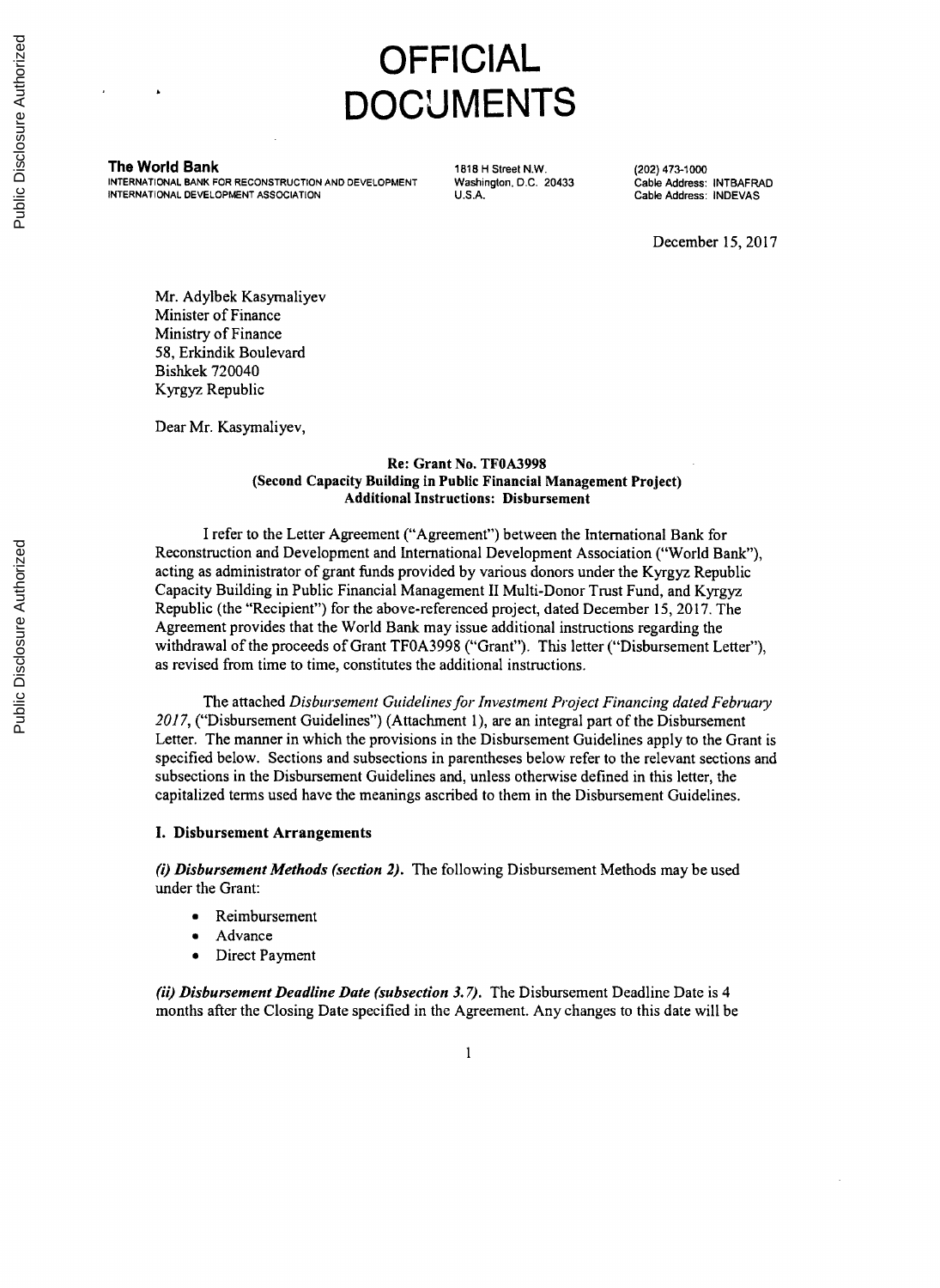# OFFICIAL DOCUMENTS

**The World Bank**
INTERNATIONAL BANK FOR RECONSTRUCTION AND DEVELOPMENT
INTERNATIONAL DEVELOPMENT ASSOCIATION

1818 H Street N.W.
Washington, D.C. 20433
U.S.A.

(202) 473-1000
Cable Address: INTBAFRAD
Cable Address: INDEVAS

December 15, 2017

Mr. Adylbek Kasymaliyev
Minister of Finance
Ministry of Finance
58, Erkindik Boulevard
Bishkek 720040
Kyrgyz Republic

Dear Mr. Kasymaliyev,

**Re: Grant No. TF0A3998**
**(Second Capacity Building in Public Financial Management Project)**
**Additional Instructions: Disbursement**

I refer to the Letter Agreement ("Agreement") between the International Bank for Reconstruction and Development and International Development Association ("World Bank"), acting as administrator of grant funds provided by various donors under the Kyrgyz Republic Capacity Building in Public Financial Management II Multi-Donor Trust Fund, and Kyrgyz Republic (the "Recipient") for the above-referenced project, dated December 15, 2017. The Agreement provides that the World Bank may issue additional instructions regarding the withdrawal of the proceeds of Grant TF0A3998 ("Grant"). This letter ("Disbursement Letter"), as revised from time to time, constitutes the additional instructions.

The attached *Disbursement Guidelines for Investment Project Financing dated February 2017*, ("Disbursement Guidelines") (Attachment 1), are an integral part of the Disbursement Letter. The manner in which the provisions in the Disbursement Guidelines apply to the Grant is specified below. Sections and subsections in parentheses below refer to the relevant sections and subsections in the Disbursement Guidelines and, unless otherwise defined in this letter, the capitalized terms used have the meanings ascribed to them in the Disbursement Guidelines.

### I. Disbursement Arrangements

***(i) Disbursement Methods (section 2).*** The following Disbursement Methods may be used under the Grant:

- Reimbursement
- Advance
- Direct Payment

***(ii) Disbursement Deadline Date (subsection 3.7).*** The Disbursement Deadline Date is 4 months after the Closing Date specified in the Agreement. Any changes to this date will be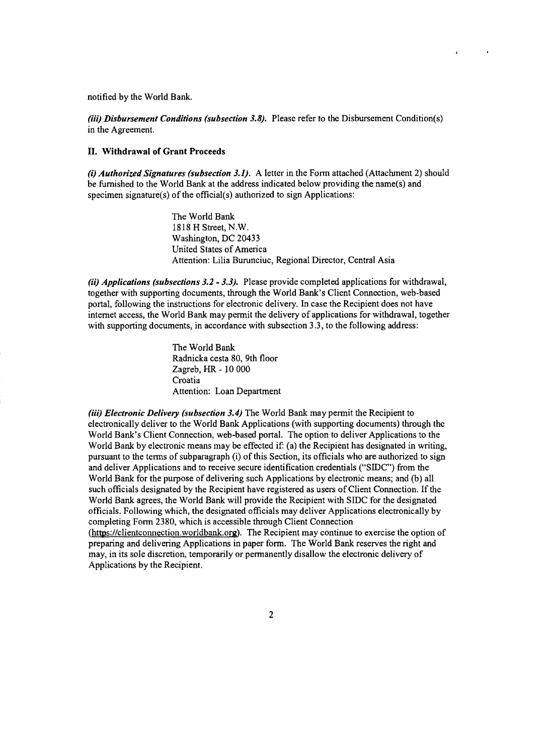notified by the World Bank.

***(iii) Disbursement Conditions (subsection 3.8).*** Please refer to the Disbursement Condition(s) in the Agreement.

## II. Withdrawal of Grant Proceeds

***(i) Authorized Signatures (subsection 3.1).*** A letter in the Form attached (Attachment 2) should be furnished to the World Bank at the address indicated below providing the name(s) and specimen signature(s) of the official(s) authorized to sign Applications:

> The World Bank
> 1818 H Street, N.W.
> Washington, DC 20433
> United States of America
> Attention: Lilia Burunciuc, Regional Director, Central Asia

***(ii) Applications (subsections 3.2 - 3.3).*** Please provide completed applications for withdrawal, together with supporting documents, through the World Bank's Client Connection, web-based portal, following the instructions for electronic delivery. In case the Recipient does not have internet access, the World Bank may permit the delivery of applications for withdrawal, together with supporting documents, in accordance with subsection 3.3, to the following address:

> The World Bank
> Radnicka cesta 80, 9th floor
> Zagreb, HR - 10 000
> Croatia
> Attention: Loan Department

***(iii) Electronic Delivery (subsection 3.4)*** The World Bank may permit the Recipient to electronically deliver to the World Bank Applications (with supporting documents) through the World Bank's Client Connection, web-based portal. The option to deliver Applications to the World Bank by electronic means may be effected if: (a) the Recipient has designated in writing, pursuant to the terms of subparagraph (i) of this Section, its officials who are authorized to sign and deliver Applications and to receive secure identification credentials ("SIDC") from the World Bank for the purpose of delivering such Applications by electronic means; and (b) all such officials designated by the Recipient have registered as users of Client Connection. If the World Bank agrees, the World Bank will provide the Recipient with SIDC for the designated officials. Following which, the designated officials may deliver Applications electronically by completing Form 2380, which is accessible through Client Connection (https://clientconnection.worldbank.org). The Recipient may continue to exercise the option of preparing and delivering Applications in paper form. The World Bank reserves the right and may, in its sole discretion, temporarily or permanently disallow the electronic delivery of Applications by the Recipient.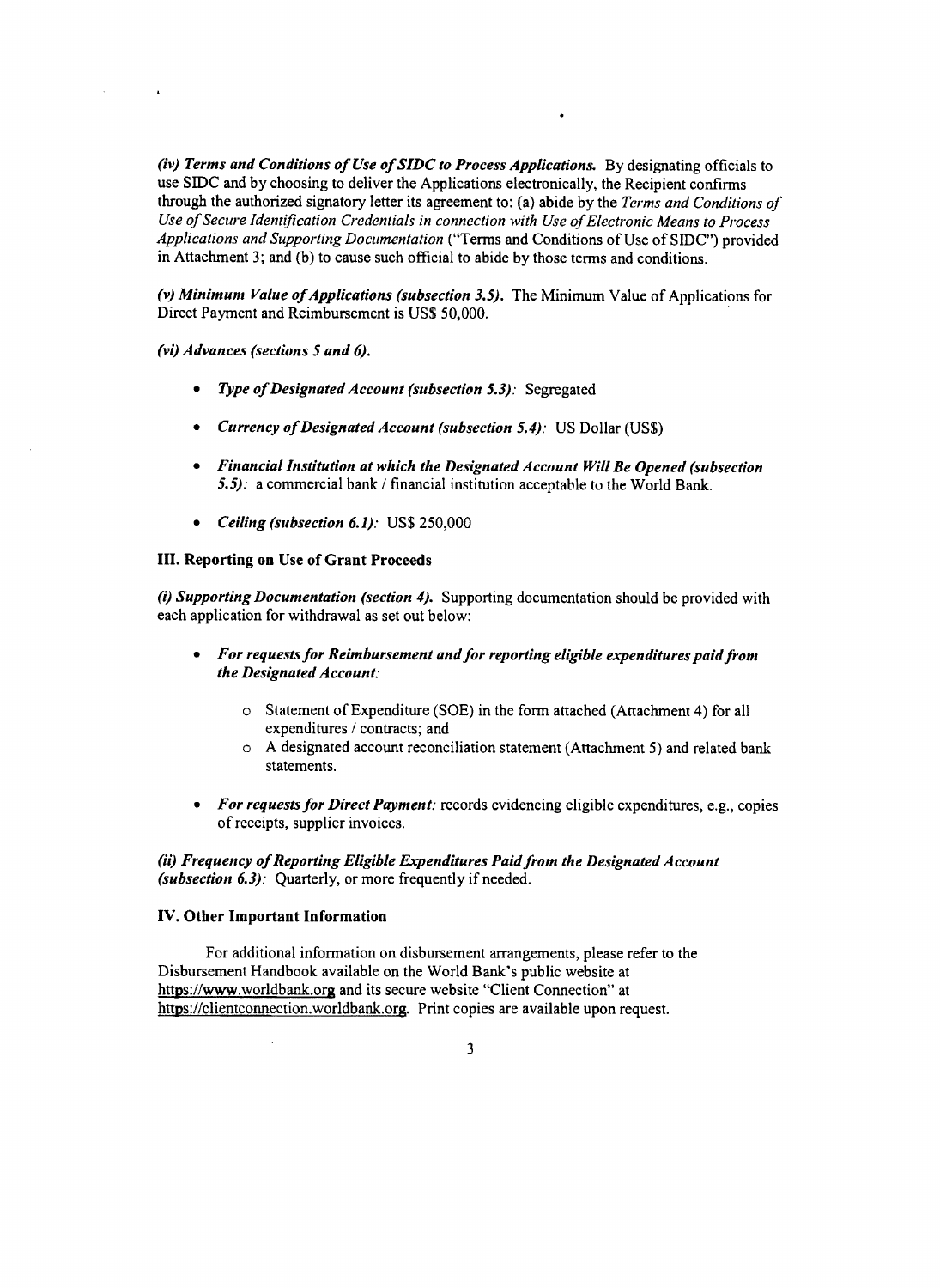***(iv) Terms and Conditions of Use of SIDC to Process Applications.*** By designating officials to use SIDC and by choosing to deliver the Applications electronically, the Recipient confirms through the authorized signatory letter its agreement to: (a) abide by the *Terms and Conditions of Use of Secure Identification Credentials in connection with Use of Electronic Means to Process Applications and Supporting Documentation* ("Terms and Conditions of Use of SIDC") provided in Attachment 3; and (b) to cause such official to abide by those terms and conditions.

***(v) Minimum Value of Applications (subsection 3.5).*** The Minimum Value of Applications for Direct Payment and Reimbursement is US$ 50,000.

***(vi) Advances (sections 5 and 6).***

- ***Type of Designated Account (subsection 5.3):*** Segregated
- ***Currency of Designated Account (subsection 5.4):*** US Dollar (US$)
- ***Financial Institution at which the Designated Account Will Be Opened (subsection 5.5):*** a commercial bank / financial institution acceptable to the World Bank.
- ***Ceiling (subsection 6.1):*** US$ 250,000

## III. Reporting on Use of Grant Proceeds

***(i) Supporting Documentation (section 4).*** Supporting documentation should be provided with each application for withdrawal as set out below:

- ***For requests for Reimbursement and for reporting eligible expenditures paid from the Designated Account:***
  - Statement of Expenditure (SOE) in the form attached (Attachment 4) for all expenditures / contracts; and
  - A designated account reconciliation statement (Attachment 5) and related bank statements.
- ***For requests for Direct Payment:*** records evidencing eligible expenditures, e.g., copies of receipts, supplier invoices.

***(ii) Frequency of Reporting Eligible Expenditures Paid from the Designated Account (subsection 6.3):*** Quarterly, or more frequently if needed.

## IV. Other Important Information

For additional information on disbursement arrangements, please refer to the Disbursement Handbook available on the World Bank's public website at https://www.worldbank.org and its secure website "Client Connection" at https://clientconnection.worldbank.org. Print copies are available upon request.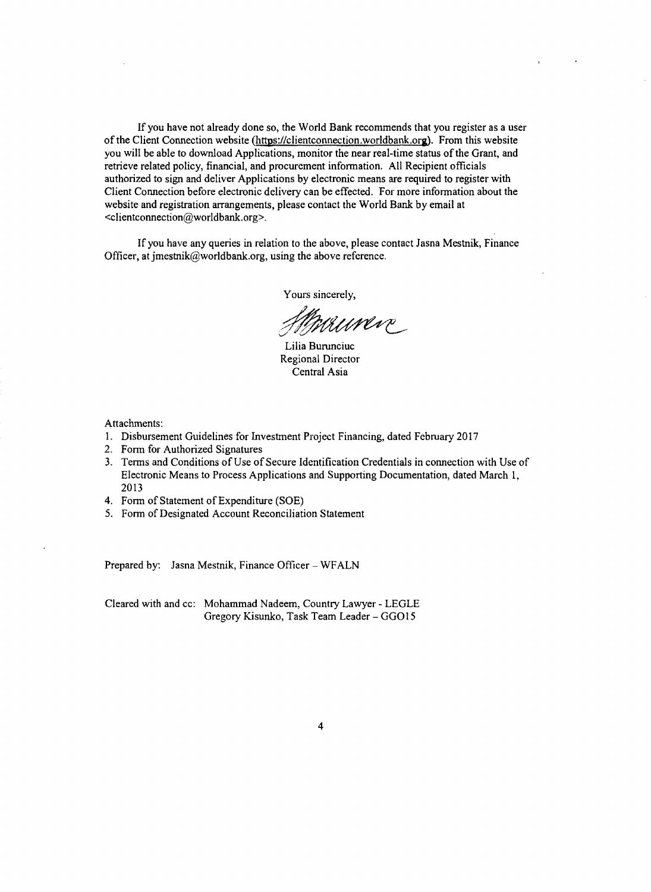If you have not already done so, the World Bank recommends that you register as a user of the Client Connection website (https://clientconnection.worldbank.org). From this website you will be able to download Applications, monitor the near real-time status of the Grant, and retrieve related policy, financial, and procurement information. All Recipient officials authorized to sign and deliver Applications by electronic means are required to register with Client Connection before electronic delivery can be effected. For more information about the website and registration arrangements, please contact the World Bank by email at <clientconnection@worldbank.org>.

If you have any queries in relation to the above, please contact Jasna Mestnik, Finance Officer, at jmestnik@worldbank.org, using the above reference.

Yours sincerely,

Lilia Burunciuc
Regional Director
Central Asia

Attachments:

1. Disbursement Guidelines for Investment Project Financing, dated February 2017
2. Form for Authorized Signatures
3. Terms and Conditions of Use of Secure Identification Credentials in connection with Use of Electronic Means to Process Applications and Supporting Documentation, dated March 1, 2013
4. Form of Statement of Expenditure (SOE)
5. Form of Designated Account Reconciliation Statement

Prepared by: Jasna Mestnik, Finance Officer – WFALN

Cleared with and cc: Mohammad Nadeem, Country Lawyer - LEGLE
Gregory Kisunko, Task Team Leader – GGO15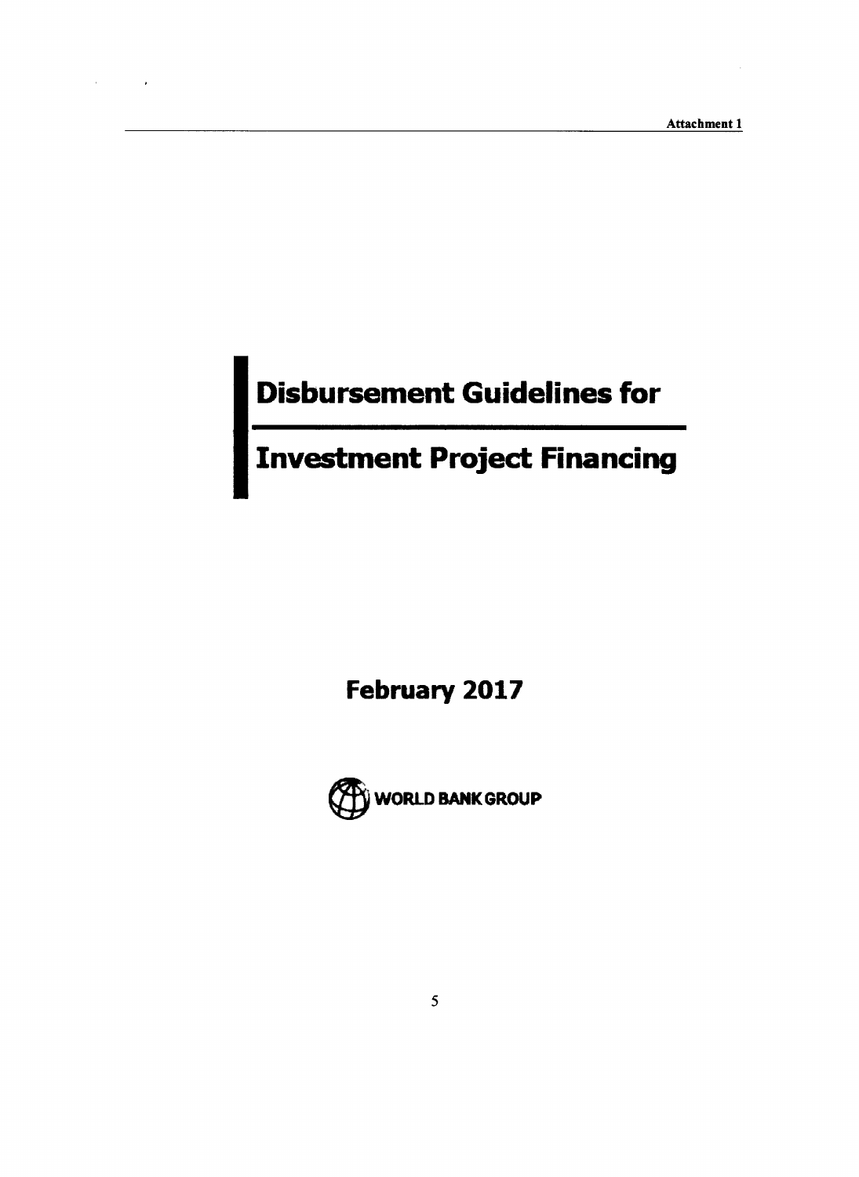Attachment 1

# Disbursement Guidelines for Investment Project Financing

**February 2017**

WORLD BANK GROUP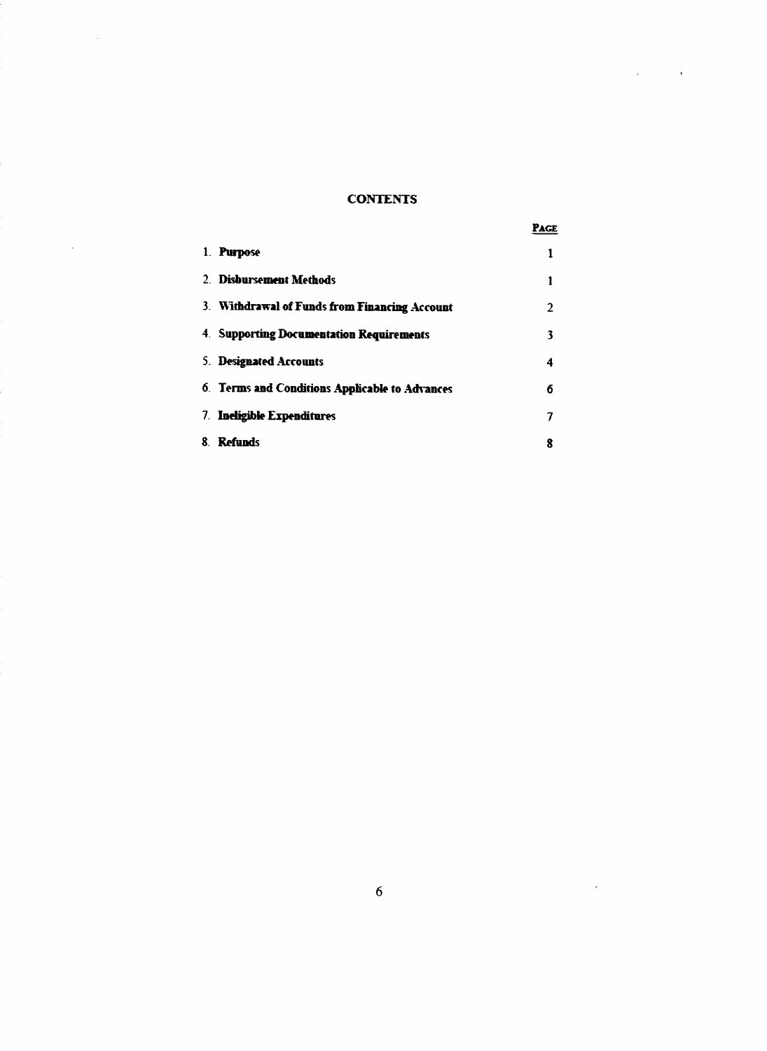# CONTENTS

| | PAGE |
|---|---|
| 1. **Purpose** | 1 |
| 2. **Disbursement Methods** | 1 |
| 3. **Withdrawal of Funds from Financing Account** | 2 |
| 4. **Supporting Documentation Requirements** | 3 |
| 5. **Designated Accounts** | 4 |
| 6. **Terms and Conditions Applicable to Advances** | 6 |
| 7. **Ineligible Expenditures** | 7 |
| 8. **Refunds** | 8 |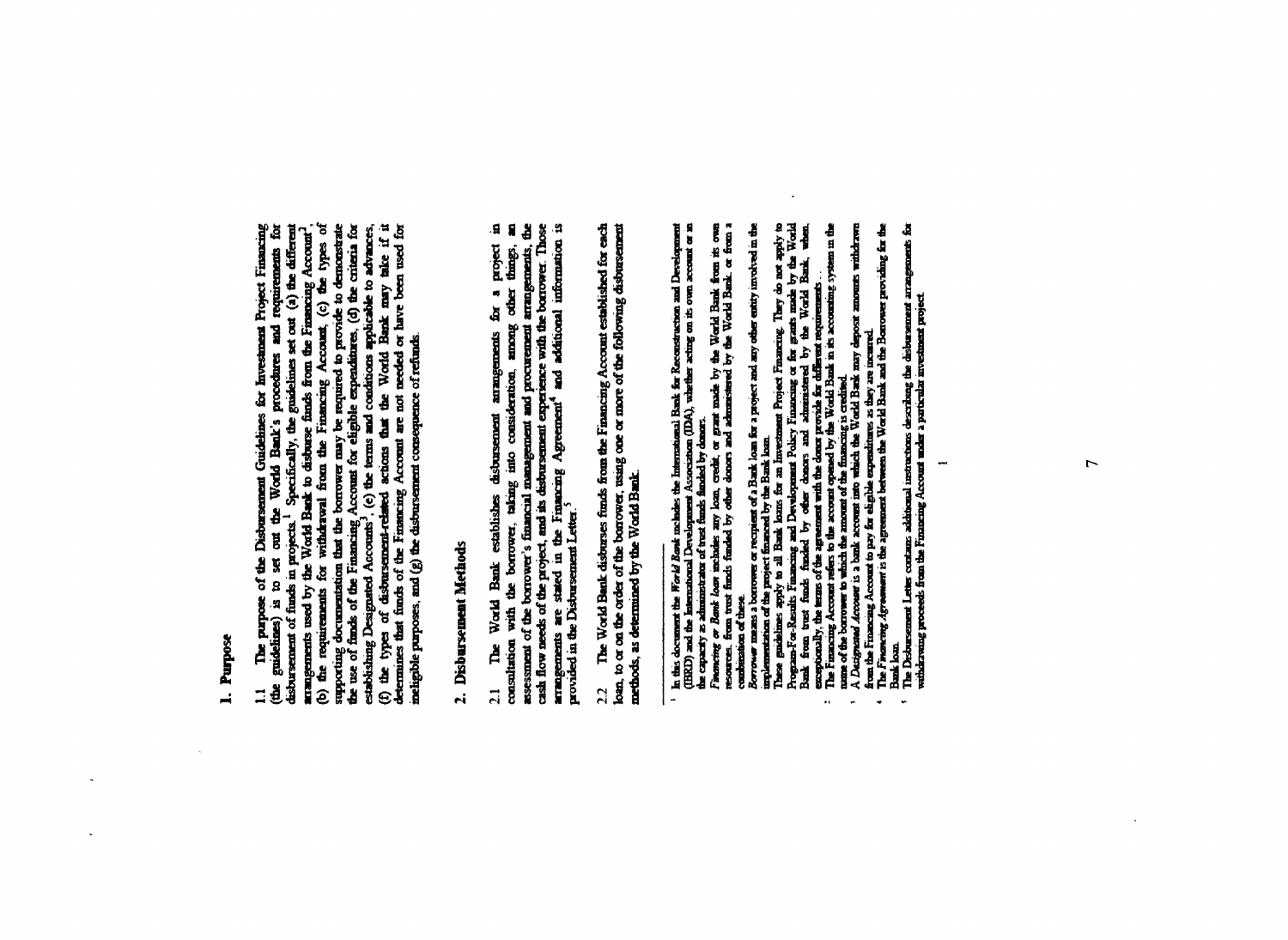## 1. Purpose

1.1 The purpose of the Disbursement Guidelines for Investment Project Financing (the guidelines) is to set out the World Bank's procedures and requirements for disbursement of funds in projects.[1] Specifically, the guidelines set out (a) the different arrangements used by the World Bank to disburse funds from the Financing Account[2], (b) the requirements for withdrawal from the Financing Account, (c) the types of supporting documentation that the borrower may be required to provide to demonstrate the use of funds of the Financing Account for eligible expenditures, (d) the criteria for establishing Designated Accounts[3], (e) the terms and conditions applicable to advances, (f) the types of disbursement-related actions that the World Bank may take if it determines that funds of the Financing Account are not needed or have been used for ineligible purposes, and (g) the disbursement consequence of refunds.

## 2. Disbursement Methods

2.1 The World Bank establishes disbursement arrangements for a project in consultation with the borrower, taking into consideration, among other things, an assessment of the borrower's financial management and procurement arrangements, the cash flow needs of the project, and its disbursement experience with the borrower. Those arrangements are stated in the Financing Agreement[4] and additional information is provided in the Disbursement Letter.[5]

2.2 The World Bank disburses funds from the Financing Account established for each loan, to or on the order of the borrower, using one or more of the following disbursement methods, as determined by the World Bank.

---

[1] In this document the *World Bank* includes the International Bank for Reconstruction and Development (IBRD) and the International Development Association (IDA), whether acting on its own account or in the capacity as administrator of trust funds funded by donors.
*Financing* or *Bank loan* includes any loan, credit, or grant made by the World Bank from its own resources, from trust funds funded by other donors and administered by the World Bank, or from a combination of these.
*Borrower* means a borrower or recipient of a Bank loan for a project and any other entity involved in the implementation of the project financed by the Bank loan.
These guidelines apply to all Bank loans for an Investment Project Financing. They do not apply to Program-For-Results Financing and Development Policy Financing or for grants made by the World Bank from trust funds funded by other donors and administered by the World Bank, when, exceptionally, the terms of the agreement with the donor provide for different requirements.

[2] The Financing Account refers to the account opened by the World Bank in its accounting system in the name of the borrower to which the amount of the financing is credited.

[3] A *Designated Account* is a bank account into which the World Bank may deposit amounts withdrawn from the Financing Account to pay for eligible expenditures as they are incurred.

[4] The *Financing Agreement* is the agreement between the World Bank and the Borrower providing for the Bank loan.

[5] The Disbursement Letter contains additional instructions describing the disbursement arrangements for withdrawing proceeds from the Financing Account under a particular investment project.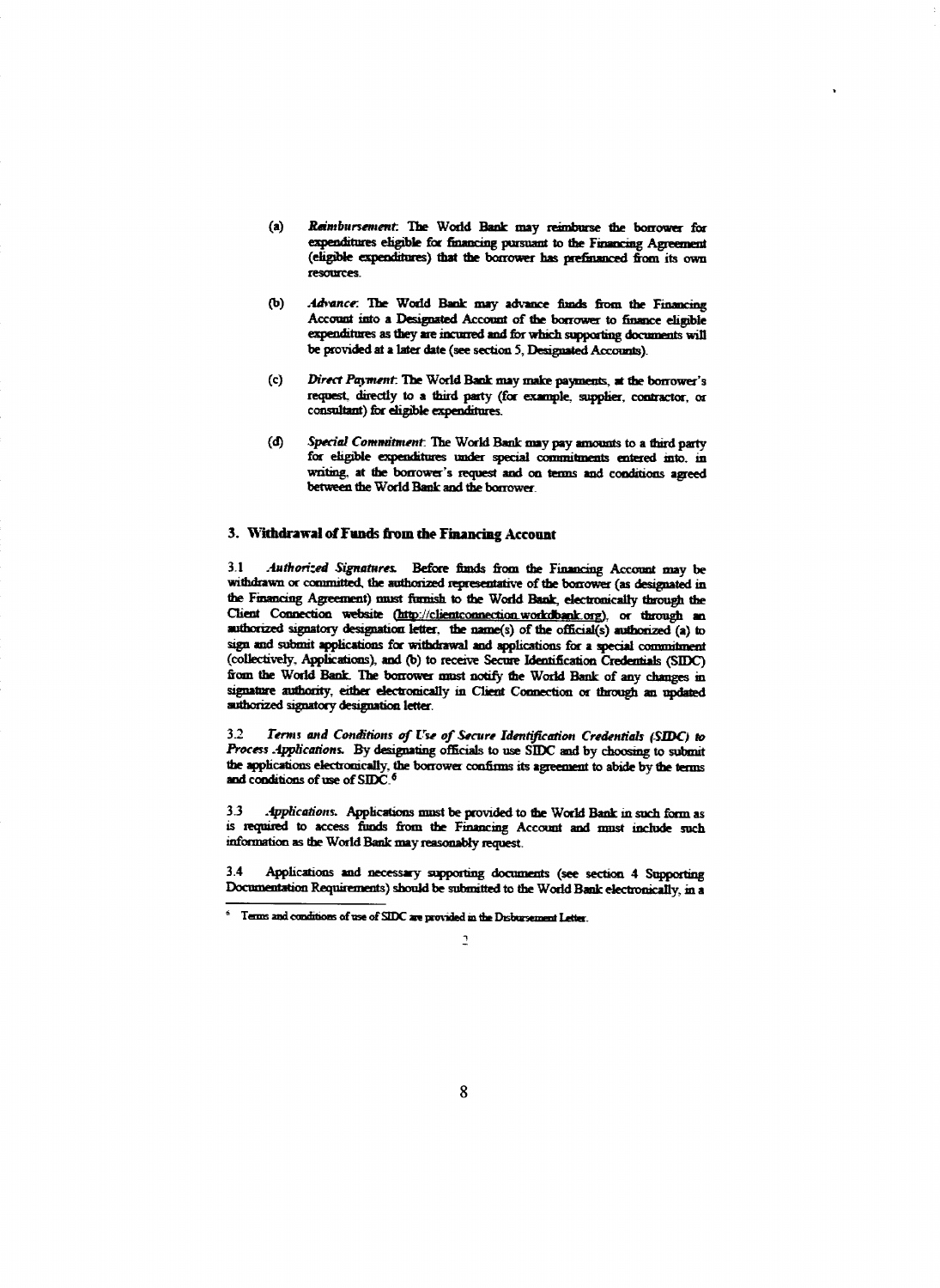(a) *Reimbursement*: The World Bank may reimburse the borrower for expenditures eligible for financing pursuant to the Financing Agreement (eligible expenditures) that the borrower has prefinanced from its own resources.

(b) *Advance*: The World Bank may advance funds from the Financing Account into a Designated Account of the borrower to finance eligible expenditures as they are incurred and for which supporting documents will be provided at a later date (see section 5, Designated Accounts).

(c) *Direct Payment*: The World Bank may make payments, at the borrower's request, directly to a third party (for example, supplier, contractor, or consultant) for eligible expenditures.

(d) *Special Commitment*: The World Bank may pay amounts to a third party for eligible expenditures under special commitments entered into, in writing, at the borrower's request and on terms and conditions agreed between the World Bank and the borrower.

## 3. Withdrawal of Funds from the Financing Account

3.1 *Authorized Signatures*. Before funds from the Financing Account may be withdrawn or committed, the authorized representative of the borrower (as designated in the Financing Agreement) must furnish to the World Bank, electronically through the Client Connection website (http://clientconnection.worldbank.org), or through an authorized signatory designation letter, the name(s) of the official(s) authorized (a) to sign and submit applications for withdrawal and applications for a special commitment (collectively, Applications), and (b) to receive Secure Identification Credentials (SIDC) from the World Bank. The borrower must notify the World Bank of any changes in signature authority, either electronically in Client Connection or through an updated authorized signatory designation letter.

3.2 *Terms and Conditions of Use of Secure Identification Credentials (SIDC) to Process Applications*. By designating officials to use SIDC and by choosing to submit the applications electronically, the borrower confirms its agreement to abide by the terms and conditions of use of SIDC.[6]

3.3 *Applications*. Applications must be provided to the World Bank in such form as is required to access funds from the Financing Account and must include such information as the World Bank may reasonably request.

3.4 Applications and necessary supporting documents (see section 4 Supporting Documentation Requirements) should be submitted to the World Bank electronically, in a

[6] Terms and conditions of use of SIDC are provided in the Disbursement Letter.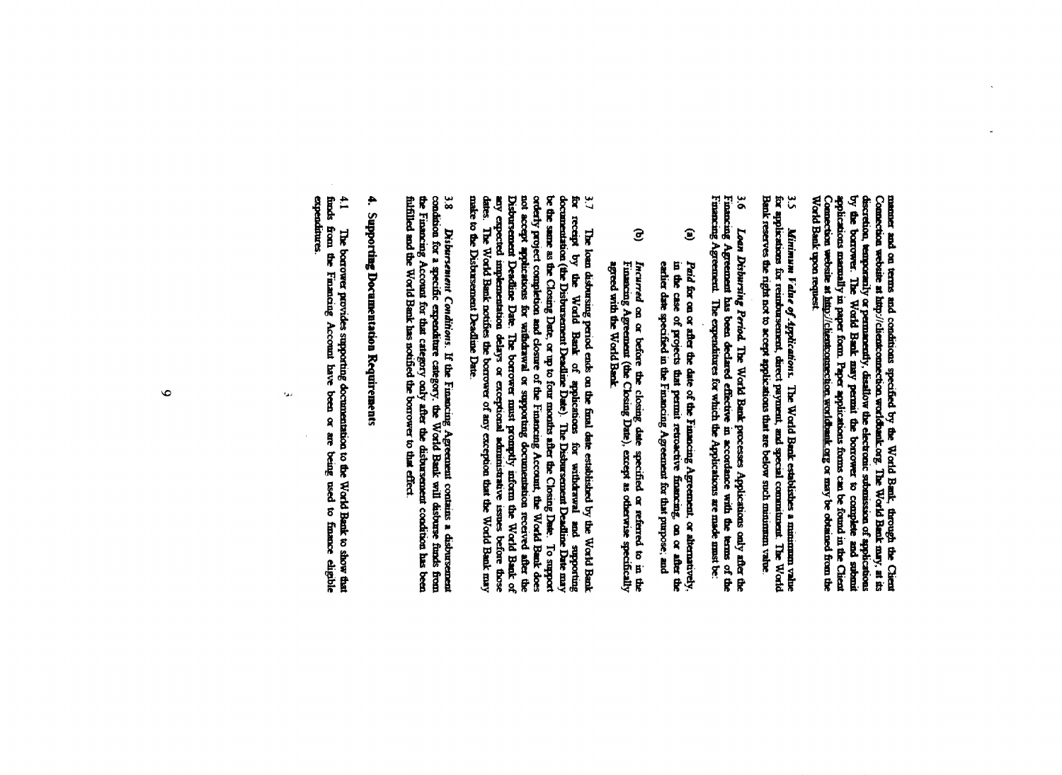manner and on terms and conditions specified by the World Bank, through the Client Connection website at http://clientconnection.worldbank.org. The World Bank may, at its discretion, temporarily or permanently, disallow the electronic submission of applications by the borrower. The World Bank may permit the borrower to complete and submit applications manually in paper form. Paper applications forms can be found in the Client Connection website at http://clientconnection.worldbank.org or may be obtained from the World Bank upon request.

3.5 *Minimum Value of Applications.* The World Bank establishes a minimum value for applications for reimbursement, direct payment, and special commitment. The World Bank reserves the right not to accept applications that are below such minimum value.

3.6 *Loan Disbursing Period.* The World Bank processes Applications only after the Financing Agreement has been declared effective in accordance with the terms of the Financing Agreement. The expenditures for which the Applications are made must be:

(a) *Paid* for on or after the date of the Financing Agreement, or alternatively, in the case of projects that permit retroactive financing, on or after the earlier date specified in the Financing Agreement for that purpose; and

(b) *Incurred* on or before the closing date specified or referred to in the Financing Agreement (the Closing Date), except as otherwise specifically agreed with the World Bank.

3.7 The loan disbursing period ends on the final date established by the World Bank for receipt by the World Bank of applications for withdrawal and supporting documentation (the Disbursement Deadline Date). The Disbursement Deadline Date may be the same as the Closing Date, or up to four months after the Closing Date. To support orderly project completion and closure of the Financing Account, the World Bank does not accept applications for withdrawal or supporting documentation received after the Disbursement Deadline Date. The borrower must promptly inform the World Bank of any expected implementation delays or exceptional administrative issues before those dates. The World Bank notifies the borrower of any exception that the World Bank may make to the Disbursement Deadline Date.

3.8 *Disbursement Conditions.* If the Financing Agreement contains a disbursement condition for a specific expenditure category, the World Bank will disburse funds from the Financing Account for that category only after the disbursement condition has been fulfilled and the World Bank has notified the borrower to that effect.

## 4. Supporting Documentation Requirements

4.1 The borrower provides supporting documentation to the World Bank to show that funds from the Financing Account have been or are being used to finance eligible expenditures.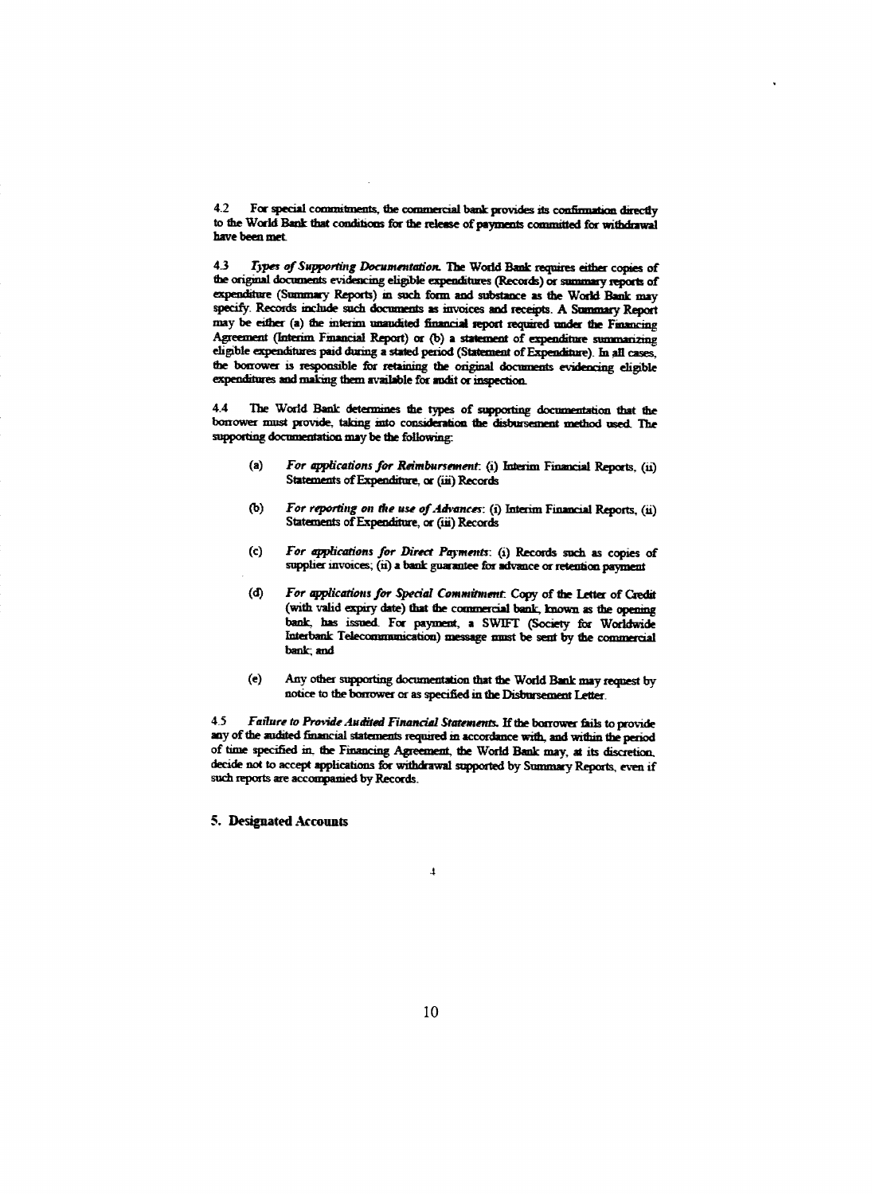4.2 For special commitments, the commercial bank provides its confirmation directly to the World Bank that conditions for the release of payments committed for withdrawal have been met.

4.3 *Types of Supporting Documentation.* The World Bank requires either copies of the original documents evidencing eligible expenditures (Records) or summary reports of expenditure (Summary Reports) in such form and substance as the World Bank may specify. Records include such documents as invoices and receipts. A Summary Report may be either (a) the interim unaudited financial report required under the Financing Agreement (Interim Financial Report) or (b) a statement of expenditure summarizing eligible expenditures paid during a stated period (Statement of Expenditure). In all cases, the borrower is responsible for retaining the original documents evidencing eligible expenditures and making them available for audit or inspection.

4.4 The World Bank determines the types of supporting documentation that the borrower must provide, taking into consideration the disbursement method used. The supporting documentation may be the following:

- (a) *For applications for Reimbursement*: (i) Interim Financial Reports, (ii) Statements of Expenditure, or (iii) Records
- (b) *For reporting on the use of Advances*: (i) Interim Financial Reports, (ii) Statements of Expenditure, or (iii) Records
- (c) *For applications for Direct Payments*: (i) Records such as copies of supplier invoices; (ii) a bank guarantee for advance or retention payment
- (d) *For applications for Special Commitment*: Copy of the Letter of Credit (with valid expiry date) that the commercial bank, known as the opening bank, has issued. For payment, a SWIFT (Society for Worldwide Interbank Telecommunication) message must be sent by the commercial bank; and
- (e) Any other supporting documentation that the World Bank may request by notice to the borrower or as specified in the Disbursement Letter.

4.5 *Failure to Provide Audited Financial Statements.* If the borrower fails to provide any of the audited financial statements required in accordance with, and within the period of time specified in, the Financing Agreement, the World Bank may, at its discretion, decide not to accept applications for withdrawal supported by Summary Reports, even if such reports are accompanied by Records.

## 5. Designated Accounts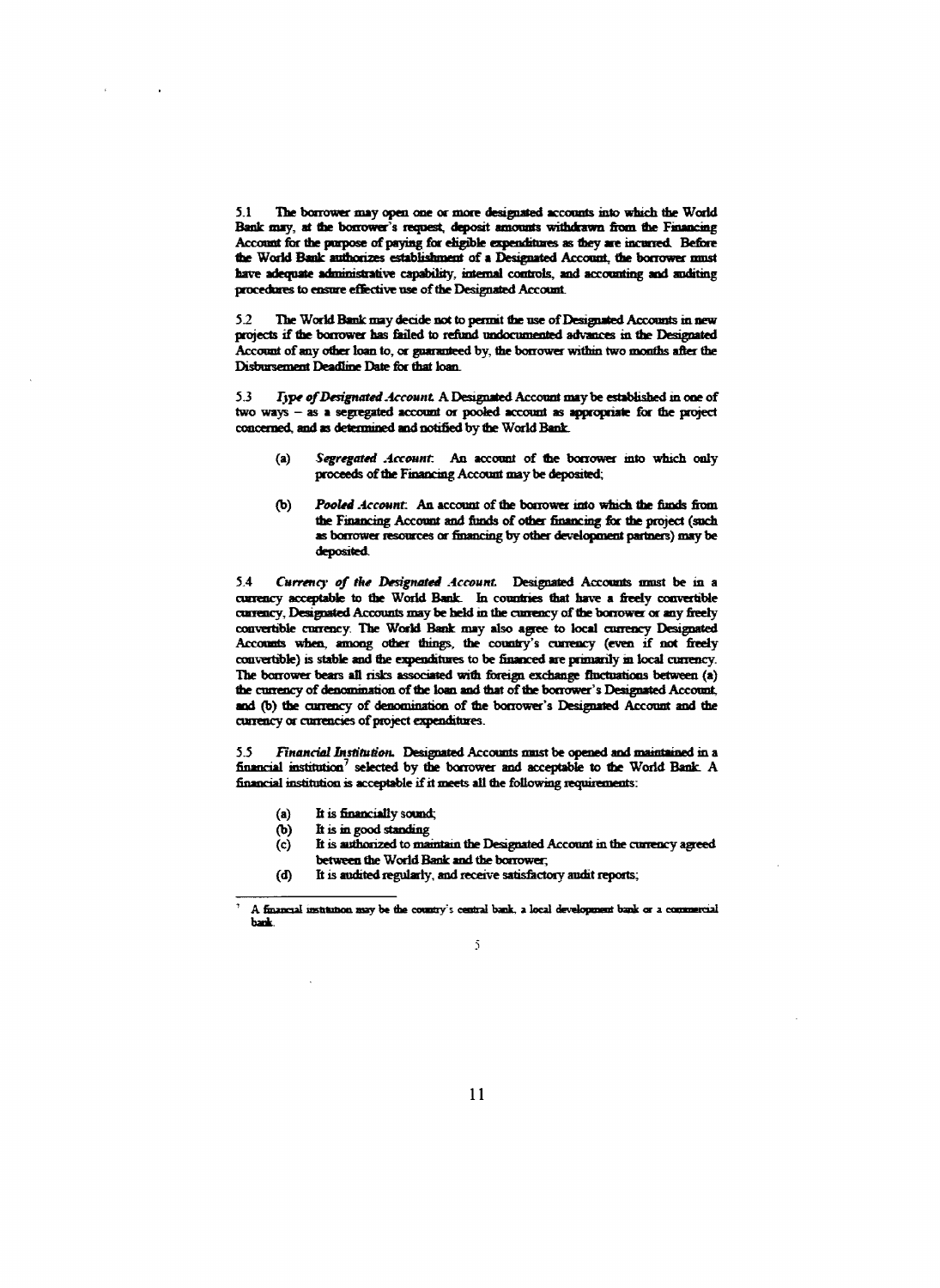5.1 The borrower may open one or more designated accounts into which the World Bank may, at the borrower's request, deposit amounts withdrawn from the Financing Account for the purpose of paying for eligible expenditures as they are incurred. Before the World Bank authorizes establishment of a Designated Account, the borrower must have adequate administrative capability, internal controls, and accounting and auditing procedures to ensure effective use of the Designated Account.

5.2 The World Bank may decide not to permit the use of Designated Accounts in new projects if the borrower has failed to refund undocumented advances in the Designated Account of any other loan to, or guaranteed by, the borrower within two months after the Disbursement Deadline Date for that loan.

5.3 *Type of Designated Account.* A Designated Account may be established in one of two ways – as a segregated account or pooled account as appropriate for the project concerned, and as determined and notified by the World Bank.

(a) *Segregated Account*: An account of the borrower into which only proceeds of the Financing Account may be deposited;

(b) *Pooled Account*: An account of the borrower into which the funds from the Financing Account and funds of other financing for the project (such as borrower resources or financing by other development partners) may be deposited.

5.4 *Currency of the Designated Account.* Designated Accounts must be in a currency acceptable to the World Bank. In countries that have a freely convertible currency, Designated Accounts may be held in the currency of the borrower or any freely convertible currency. The World Bank may also agree to local currency Designated Accounts when, among other things, the country's currency (even if not freely convertible) is stable and the expenditures to be financed are primarily in local currency. The borrower bears all risks associated with foreign exchange fluctuations between (a) the currency of denomination of the loan and that of the borrower's Designated Account, and (b) the currency of denomination of the borrower's Designated Account and the currency or currencies of project expenditures.

5.5 *Financial Institution.* Designated Accounts must be opened and maintained in a financial institution[7] selected by the borrower and acceptable to the World Bank. A financial institution is acceptable if it meets all the following requirements:

(a) It is financially sound;
(b) It is in good standing
(c) It is authorized to maintain the Designated Account in the currency agreed between the World Bank and the borrower;
(d) It is audited regularly, and receive satisfactory audit reports;

---

[7] A financial institution may be the country's central bank, a local development bank or a commercial bank.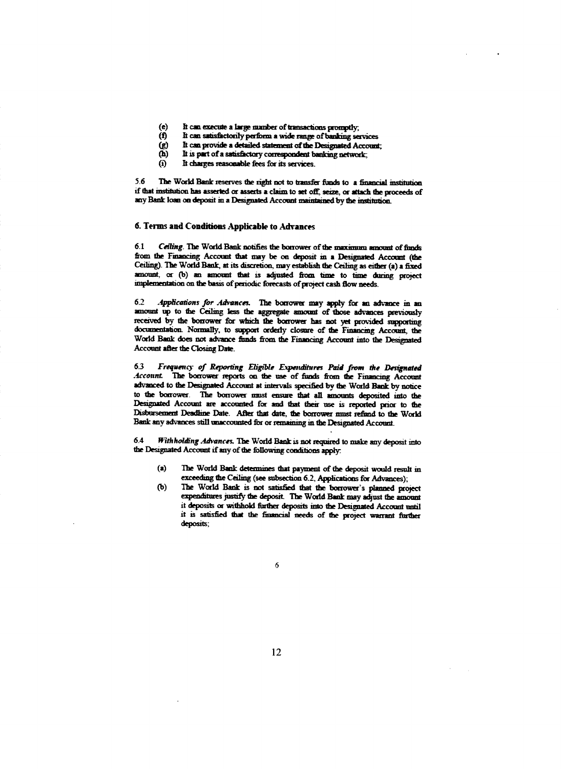(e) It can execute a large number of transactions promptly;
(f) It can satisfactorily perform a wide range of banking services
(g) It can provide a detailed statement of the Designated Account;
(h) It is part of a satisfactory correspondent banking network;
(i) It charges reasonable fees for its services.

5.6 The World Bank reserves the right not to transfer funds to a financial institution if that institution has asserted or asserts a claim to set off, seize, or attach the proceeds of any Bank loan on deposit in a Designated Account maintained by the institution.

## 6. Terms and Conditions Applicable to Advances

6.1 *Ceiling*. The World Bank notifies the borrower of the maximum amount of funds from the Financing Account that may be on deposit in a Designated Account (the Ceiling). The World Bank, at its discretion, may establish the Ceiling as either (a) a fixed amount, or (b) an amount that is adjusted from time to time during project implementation on the basis of periodic forecasts of project cash flow needs.

6.2 *Applications for Advances*. The borrower may apply for an advance in an amount up to the Ceiling less the aggregate amount of those advances previously received by the borrower for which the borrower has not yet provided supporting documentation. Normally, to support orderly closure of the Financing Account, the World Bank does not advance funds from the Financing Account into the Designated Account after the Closing Date.

6.3 *Frequency of Reporting Eligible Expenditures Paid from the Designated Account*. The borrower reports on the use of funds from the Financing Account advanced to the Designated Account at intervals specified by the World Bank by notice to the borrower. The borrower must ensure that all amounts deposited into the Designated Account are accounted for and that their use is reported prior to the Disbursement Deadline Date. After that date, the borrower must refund to the World Bank any advances still unaccounted for or remaining in the Designated Account.

6.4 *Withholding Advances*. The World Bank is not required to make any deposit into the Designated Account if any of the following conditions apply:

(a) The World Bank determines that payment of the deposit would result in exceeding the Ceiling (see subsection 6.2, Applications for Advances);
(b) The World Bank is not satisfied that the borrower's planned project expenditures justify the deposit. The World Bank may adjust the amount it deposits or withhold further deposits into the Designated Account until it is satisfied that the financial needs of the project warrant further deposits;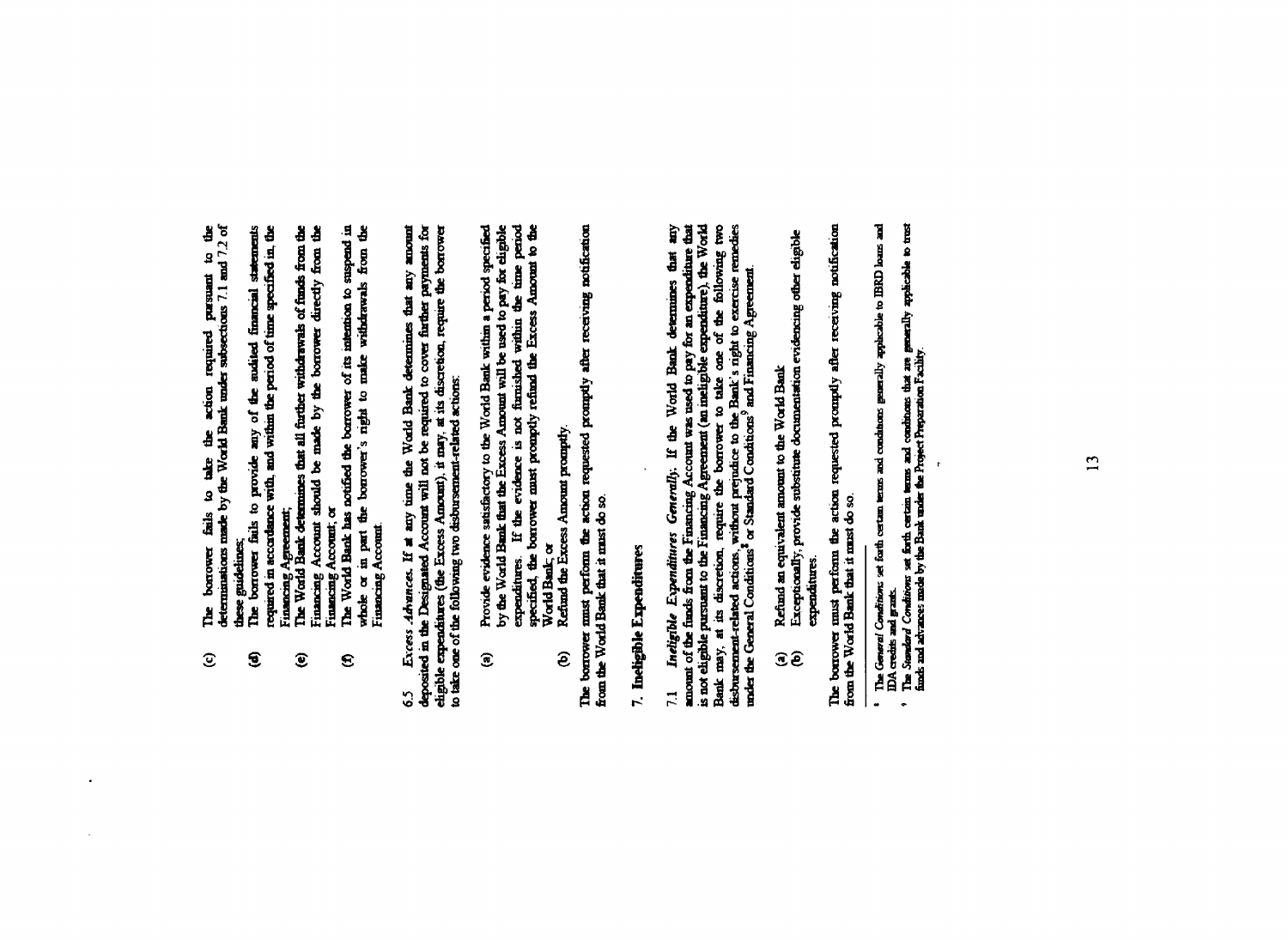(c) The borrower fails to take the action required pursuant to the determinations made by the World Bank under subsections 7.1 and 7.2 of these guidelines;

(d) The borrower fails to provide any of the audited financial statements required in accordance with, and within the period of time specified in, the Financing Agreement;

(e) The World Bank determines that all further withdrawals of funds from the Financing Account should be made by the borrower directly from the Financing Account; or

(f) The World Bank has notified the borrower of its intention to suspend in whole or in part the borrower's right to make withdrawals from the Financing Account.

6.5 *Excess Advances.* If at any time the World Bank determines that any amount deposited in the Designated Account will not be required to cover further payments for eligible expenditures (the Excess Amount), it may, at its discretion, require the borrower to take one of the following two disbursement-related actions:

(a) Provide evidence satisfactory to the World Bank within a period specified by the World Bank that the Excess Amount will be used to pay for eligible expenditures. If the evidence is not furnished within the time period specified, the borrower must promptly refund the Excess Amount to the World Bank; or

(b) Refund the Excess Amount promptly.

The borrower must perform the action requested promptly after receiving notification from the World Bank that it must do so.

## 7. Ineligible Expenditures

7.1 *Ineligible Expenditures Generally.* If the World Bank determines that any amount of the funds from the Financing Account was used to pay for an expenditure that is not eligible pursuant to the Financing Agreement (an ineligible expenditure), the World Bank may, at its discretion, require the borrower to take one of the following two disbursement-related actions, without prejudice to the Bank's right to exercise remedies under the General Conditions[8] or Standard Conditions[9] and Financing Agreement.

(a) Refund an equivalent amount to the World Bank

(b) Exceptionally, provide substitute documentation evidencing other eligible expenditures.

The borrower must perform the action requested promptly after receiving notification from the World Bank that it must do so.

---

[8] The *General Conditions* set forth certain terms and conditions generally applicable to IBRD loans and IDA credits and grants.

[9] The *Standard Conditions* set forth certain terms and conditions that are generally applicable to trust funds and advances made by the Bank under the Project Preparation Facility.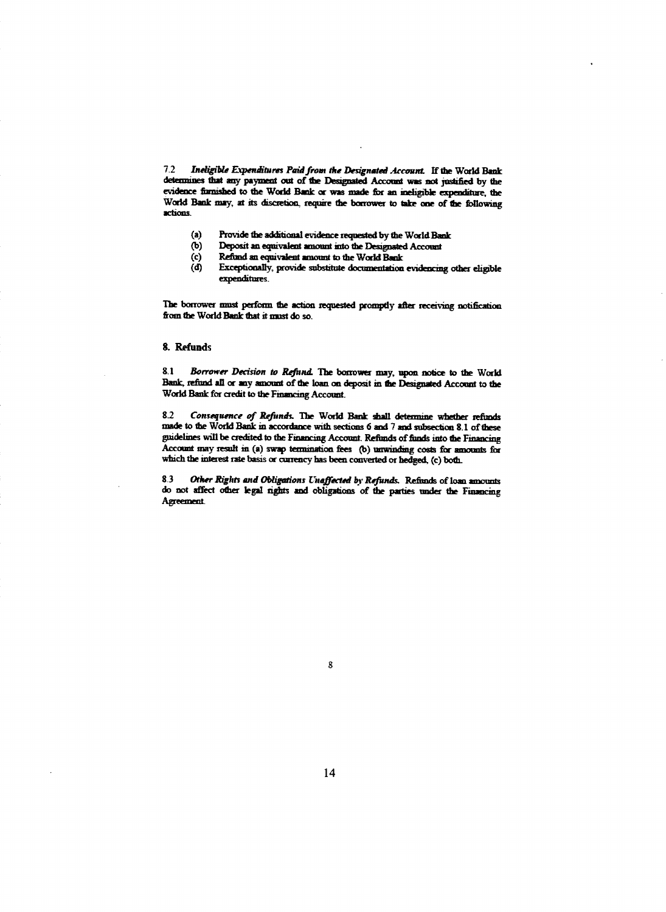7.2 ***Ineligible Expenditures Paid from the Designated Account.*** If the World Bank determines that any payment out of the Designated Account was not justified by the evidence furnished to the World Bank or was made for an ineligible expenditure, the World Bank may, at its discretion, require the borrower to take one of the following actions.

- (a) Provide the additional evidence requested by the World Bank
- (b) Deposit an equivalent amount into the Designated Account
- (c) Refund an equivalent amount to the World Bank
- (d) Exceptionally, provide substitute documentation evidencing other eligible expenditures.

The borrower must perform the action requested promptly after receiving notification from the World Bank that it must do so.

## 8. Refunds

8.1 ***Borrower Decision to Refund.*** The borrower may, upon notice to the World Bank, refund all or any amount of the loan on deposit in the Designated Account to the World Bank for credit to the Financing Account.

8.2 ***Consequence of Refunds.*** The World Bank shall determine whether refunds made to the World Bank in accordance with sections 6 and 7 and subsection 8.1 of these guidelines will be credited to the Financing Account. Refunds of funds into the Financing Account may result in (a) swap termination fees (b) unwinding costs for amounts for which the interest rate basis or currency has been converted or hedged, (c) both.

8.3 ***Other Rights and Obligations Unaffected by Refunds.*** Refunds of loan amounts do not affect other legal rights and obligations of the parties under the Financing Agreement.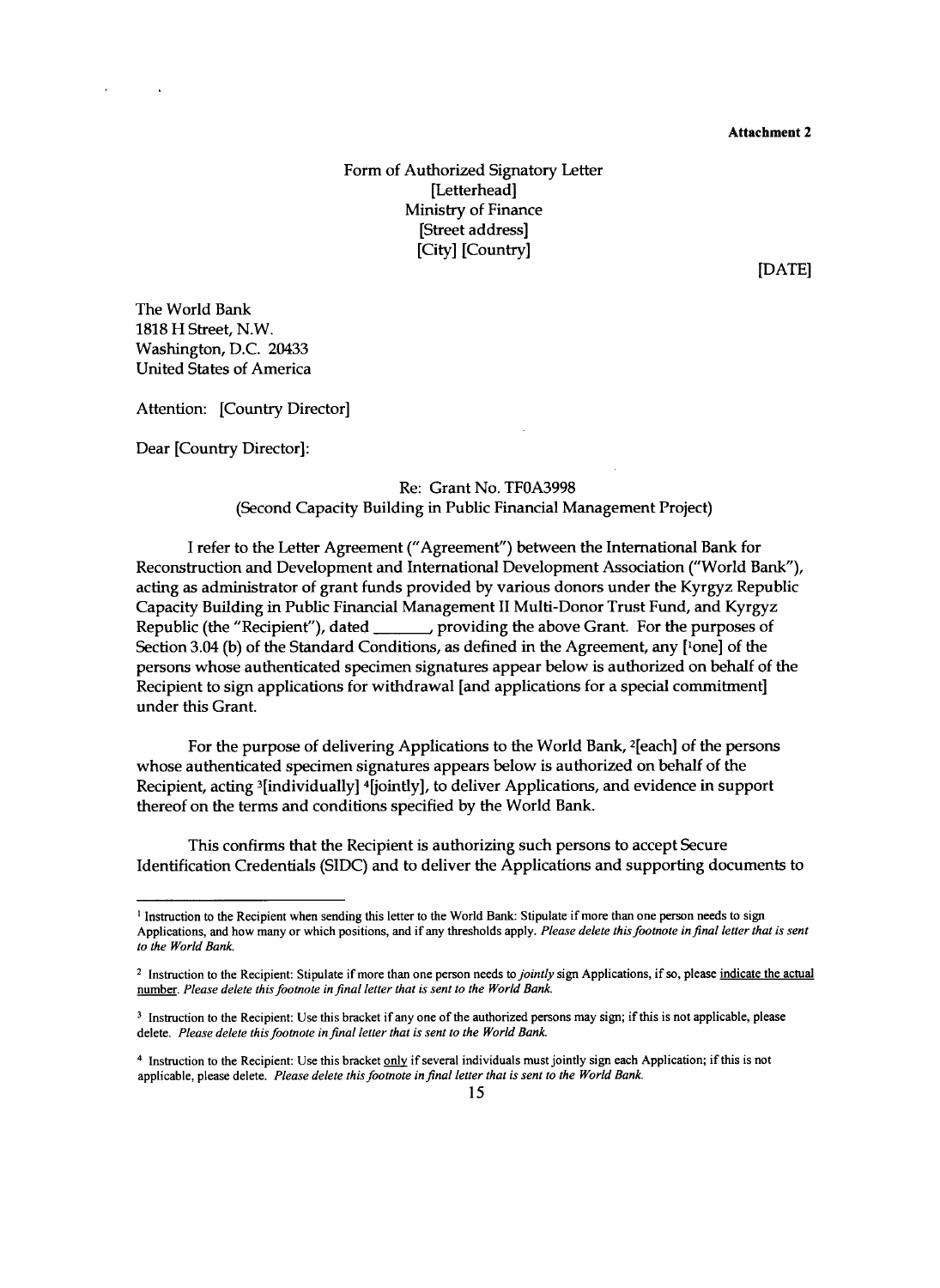**Attachment 2**

Form of Authorized Signatory Letter
[Letterhead]
Ministry of Finance
[Street address]
[City] [Country]

[DATE]

The World Bank
1818 H Street, N.W.
Washington, D.C. 20433
United States of America

Attention: [Country Director]

Dear [Country Director]:

Re: Grant No. TF0A3998
(Second Capacity Building in Public Financial Management Project)

I refer to the Letter Agreement ("Agreement") between the International Bank for Reconstruction and Development and International Development Association ("World Bank"), acting as administrator of grant funds provided by various donors under the Kyrgyz Republic Capacity Building in Public Financial Management II Multi-Donor Trust Fund, and Kyrgyz Republic (the "Recipient"), dated _______, providing the above Grant. For the purposes of Section 3.04 (b) of the Standard Conditions, as defined in the Agreement, any [[1]one] of the persons whose authenticated specimen signatures appear below is authorized on behalf of the Recipient to sign applications for withdrawal [and applications for a special commitment] under this Grant.

For the purpose of delivering Applications to the World Bank, [2][each] of the persons whose authenticated specimen signatures appears below is authorized on behalf of the Recipient, acting [3][individually] [4][jointly], to deliver Applications, and evidence in support thereof on the terms and conditions specified by the World Bank.

This confirms that the Recipient is authorizing such persons to accept Secure Identification Credentials (SIDC) and to deliver the Applications and supporting documents to

---

[1] Instruction to the Recipient when sending this letter to the World Bank: Stipulate if more than one person needs to sign Applications, and how many or which positions, and if any thresholds apply. *Please delete this footnote in final letter that is sent to the World Bank.*

[2] Instruction to the Recipient: Stipulate if more than one person needs to *jointly* sign Applications, if so, please indicate the actual number. *Please delete this footnote in final letter that is sent to the World Bank.*

[3] Instruction to the Recipient: Use this bracket if any one of the authorized persons may sign; if this is not applicable, please delete. *Please delete this footnote in final letter that is sent to the World Bank.*

[4] Instruction to the Recipient: Use this bracket only if several individuals must jointly sign each Application; if this is not applicable, please delete. *Please delete this footnote in final letter that is sent to the World Bank.*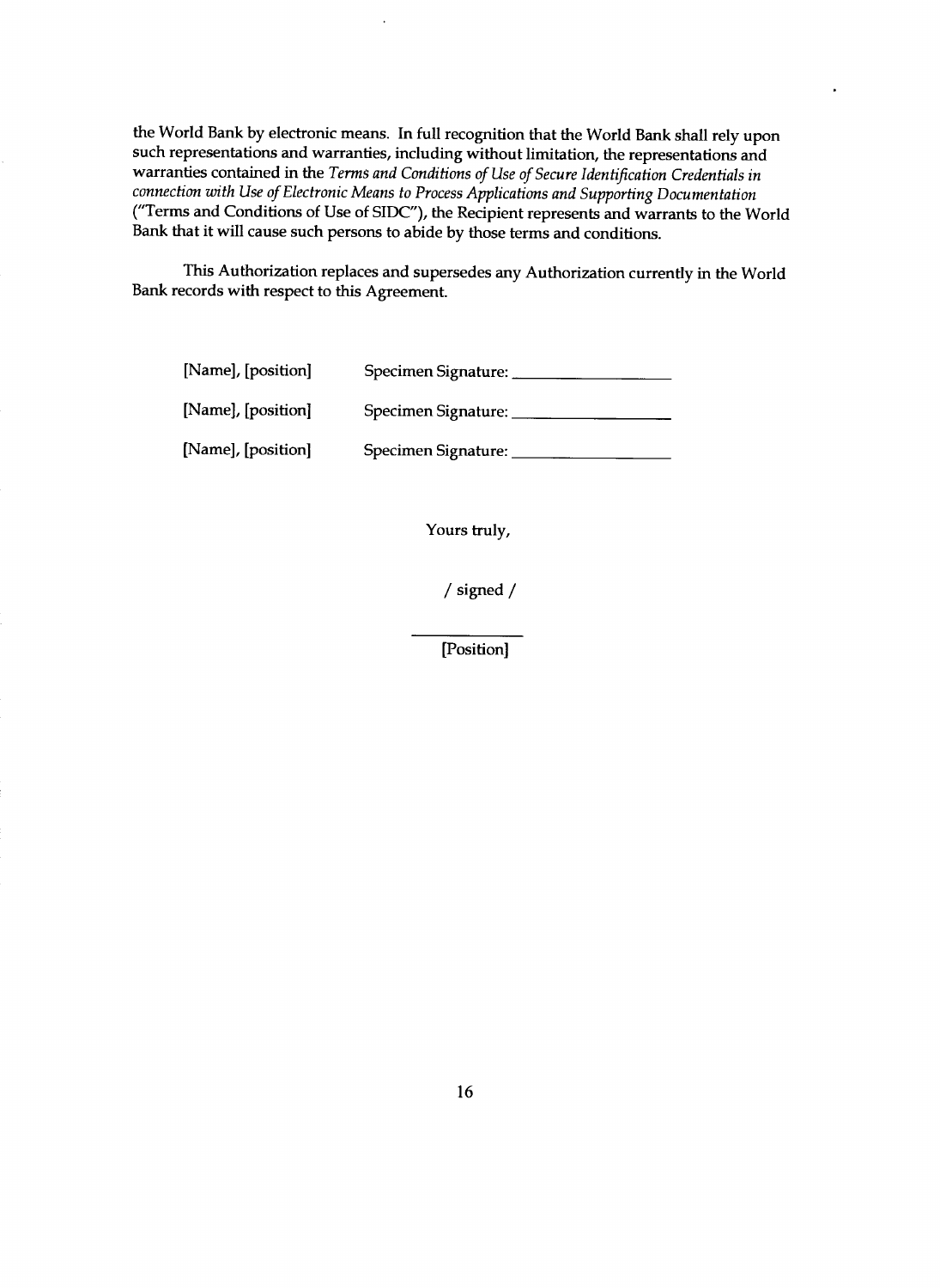the World Bank by electronic means. In full recognition that the World Bank shall rely upon such representations and warranties, including without limitation, the representations and warranties contained in the *Terms and Conditions of Use of Secure Identification Credentials in connection with Use of Electronic Means to Process Applications and Supporting Documentation* ("Terms and Conditions of Use of SIDC"), the Recipient represents and warrants to the World Bank that it will cause such persons to abide by those terms and conditions.

This Authorization replaces and supersedes any Authorization currently in the World Bank records with respect to this Agreement.

[Name], [position] Specimen Signature: ___________________

[Name], [position] Specimen Signature: ___________________

[Name], [position] Specimen Signature: ___________________

Yours truly,

/ signed /

___________

[Position]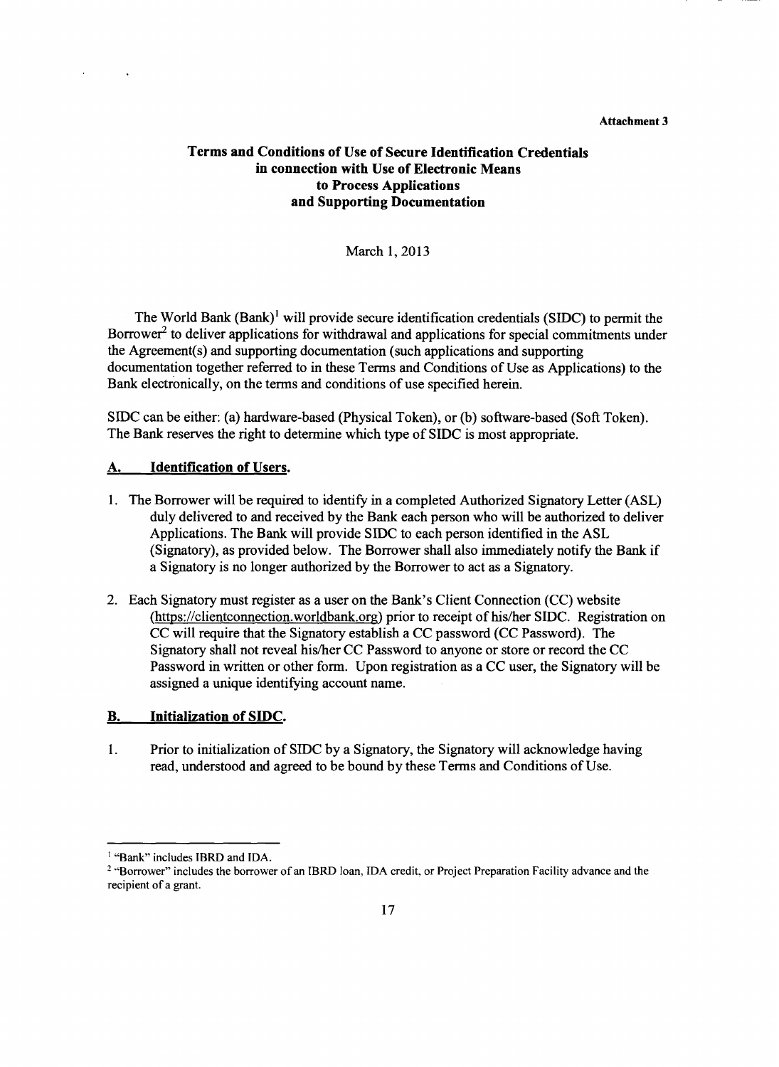Attachment 3

# Terms and Conditions of Use of Secure Identification Credentials in connection with Use of Electronic Means to Process Applications and Supporting Documentation

March 1, 2013

The World Bank (Bank)[1] will provide secure identification credentials (SIDC) to permit the Borrower[2] to deliver applications for withdrawal and applications for special commitments under the Agreement(s) and supporting documentation (such applications and supporting documentation together referred to in these Terms and Conditions of Use as Applications) to the Bank electronically, on the terms and conditions of use specified herein.

SIDC can be either: (a) hardware-based (Physical Token), or (b) software-based (Soft Token). The Bank reserves the right to determine which type of SIDC is most appropriate.

## A. Identification of Users.

1. The Borrower will be required to identify in a completed Authorized Signatory Letter (ASL) duly delivered to and received by the Bank each person who will be authorized to deliver Applications. The Bank will provide SIDC to each person identified in the ASL (Signatory), as provided below. The Borrower shall also immediately notify the Bank if a Signatory is no longer authorized by the Borrower to act as a Signatory.

2. Each Signatory must register as a user on the Bank's Client Connection (CC) website (https://clientconnection.worldbank.org) prior to receipt of his/her SIDC. Registration on CC will require that the Signatory establish a CC password (CC Password). The Signatory shall not reveal his/her CC Password to anyone or store or record the CC Password in written or other form. Upon registration as a CC user, the Signatory will be assigned a unique identifying account name.

## B. Initialization of SIDC.

1. Prior to initialization of SIDC by a Signatory, the Signatory will acknowledge having read, understood and agreed to be bound by these Terms and Conditions of Use.

---

[1] "Bank" includes IBRD and IDA.

[2] "Borrower" includes the borrower of an IBRD loan, IDA credit, or Project Preparation Facility advance and the recipient of a grant.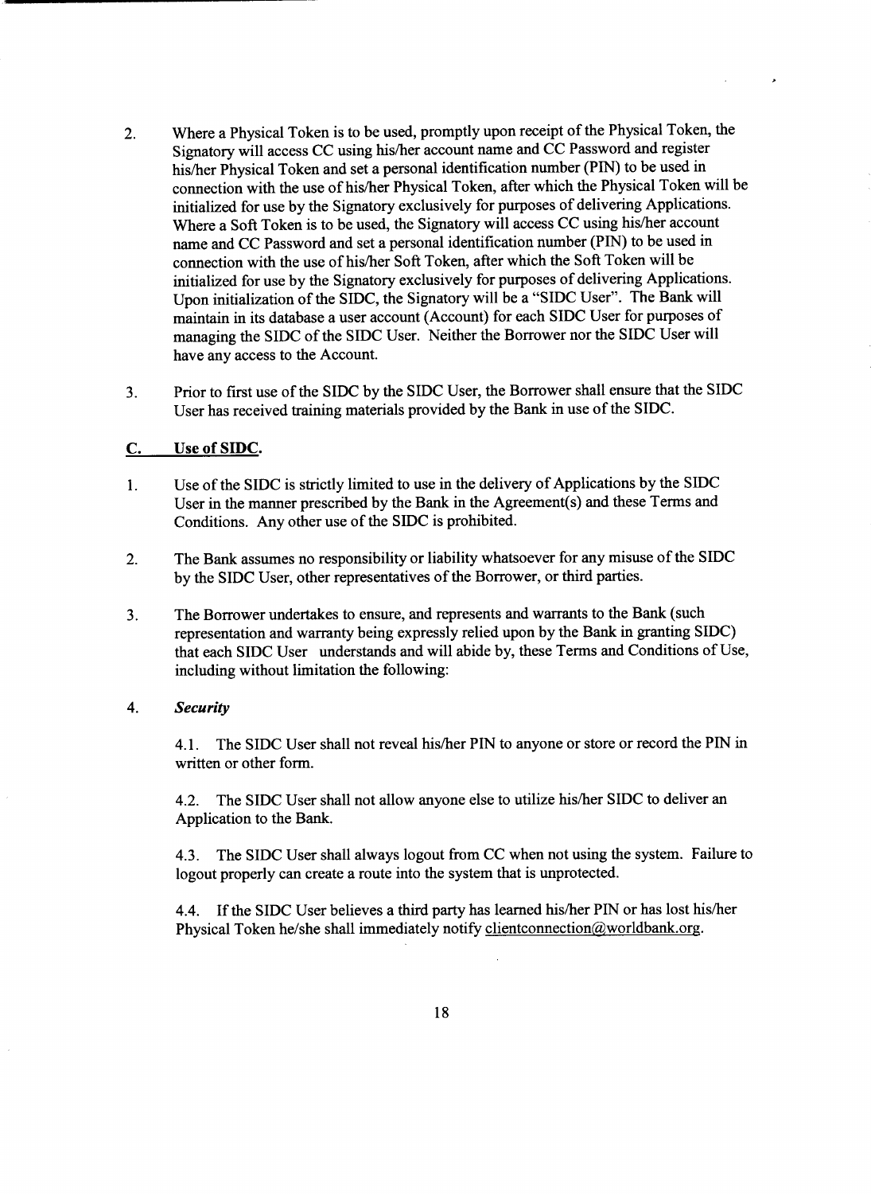2. Where a Physical Token is to be used, promptly upon receipt of the Physical Token, the Signatory will access CC using his/her account name and CC Password and register his/her Physical Token and set a personal identification number (PIN) to be used in connection with the use of his/her Physical Token, after which the Physical Token will be initialized for use by the Signatory exclusively for purposes of delivering Applications. Where a Soft Token is to be used, the Signatory will access CC using his/her account name and CC Password and set a personal identification number (PIN) to be used in connection with the use of his/her Soft Token, after which the Soft Token will be initialized for use by the Signatory exclusively for purposes of delivering Applications. Upon initialization of the SIDC, the Signatory will be a "SIDC User". The Bank will maintain in its database a user account (Account) for each SIDC User for purposes of managing the SIDC of the SIDC User. Neither the Borrower nor the SIDC User will have any access to the Account.

3. Prior to first use of the SIDC by the SIDC User, the Borrower shall ensure that the SIDC User has received training materials provided by the Bank in use of the SIDC.

## C. Use of SIDC.

1. Use of the SIDC is strictly limited to use in the delivery of Applications by the SIDC User in the manner prescribed by the Bank in the Agreement(s) and these Terms and Conditions. Any other use of the SIDC is prohibited.

2. The Bank assumes no responsibility or liability whatsoever for any misuse of the SIDC by the SIDC User, other representatives of the Borrower, or third parties.

3. The Borrower undertakes to ensure, and represents and warrants to the Bank (such representation and warranty being expressly relied upon by the Bank in granting SIDC) that each SIDC User understands and will abide by, these Terms and Conditions of Use, including without limitation the following:

4. ***Security***

   4.1. The SIDC User shall not reveal his/her PIN to anyone or store or record the PIN in written or other form.

   4.2. The SIDC User shall not allow anyone else to utilize his/her SIDC to deliver an Application to the Bank.

   4.3. The SIDC User shall always logout from CC when not using the system. Failure to logout properly can create a route into the system that is unprotected.

   4.4. If the SIDC User believes a third party has learned his/her PIN or has lost his/her Physical Token he/she shall immediately notify clientconnection@worldbank.org.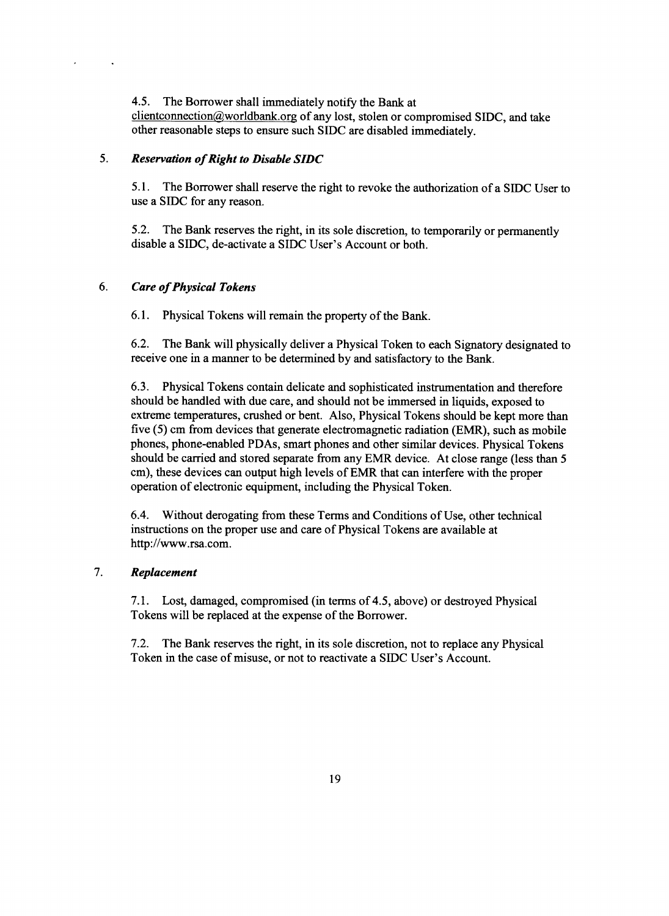4.5. The Borrower shall immediately notify the Bank at clientconnection@worldbank.org of any lost, stolen or compromised SIDC, and take other reasonable steps to ensure such SIDC are disabled immediately.

5. ***Reservation of Right to Disable SIDC***

5.1. The Borrower shall reserve the right to revoke the authorization of a SIDC User to use a SIDC for any reason.

5.2. The Bank reserves the right, in its sole discretion, to temporarily or permanently disable a SIDC, de-activate a SIDC User's Account or both.

6. ***Care of Physical Tokens***

6.1. Physical Tokens will remain the property of the Bank.

6.2. The Bank will physically deliver a Physical Token to each Signatory designated to receive one in a manner to be determined by and satisfactory to the Bank.

6.3. Physical Tokens contain delicate and sophisticated instrumentation and therefore should be handled with due care, and should not be immersed in liquids, exposed to extreme temperatures, crushed or bent. Also, Physical Tokens should be kept more than five (5) cm from devices that generate electromagnetic radiation (EMR), such as mobile phones, phone-enabled PDAs, smart phones and other similar devices. Physical Tokens should be carried and stored separate from any EMR device. At close range (less than 5 cm), these devices can output high levels of EMR that can interfere with the proper operation of electronic equipment, including the Physical Token.

6.4. Without derogating from these Terms and Conditions of Use, other technical instructions on the proper use and care of Physical Tokens are available at http://www.rsa.com.

7. ***Replacement***

7.1. Lost, damaged, compromised (in terms of 4.5, above) or destroyed Physical Tokens will be replaced at the expense of the Borrower.

7.2. The Bank reserves the right, in its sole discretion, not to replace any Physical Token in the case of misuse, or not to reactivate a SIDC User's Account.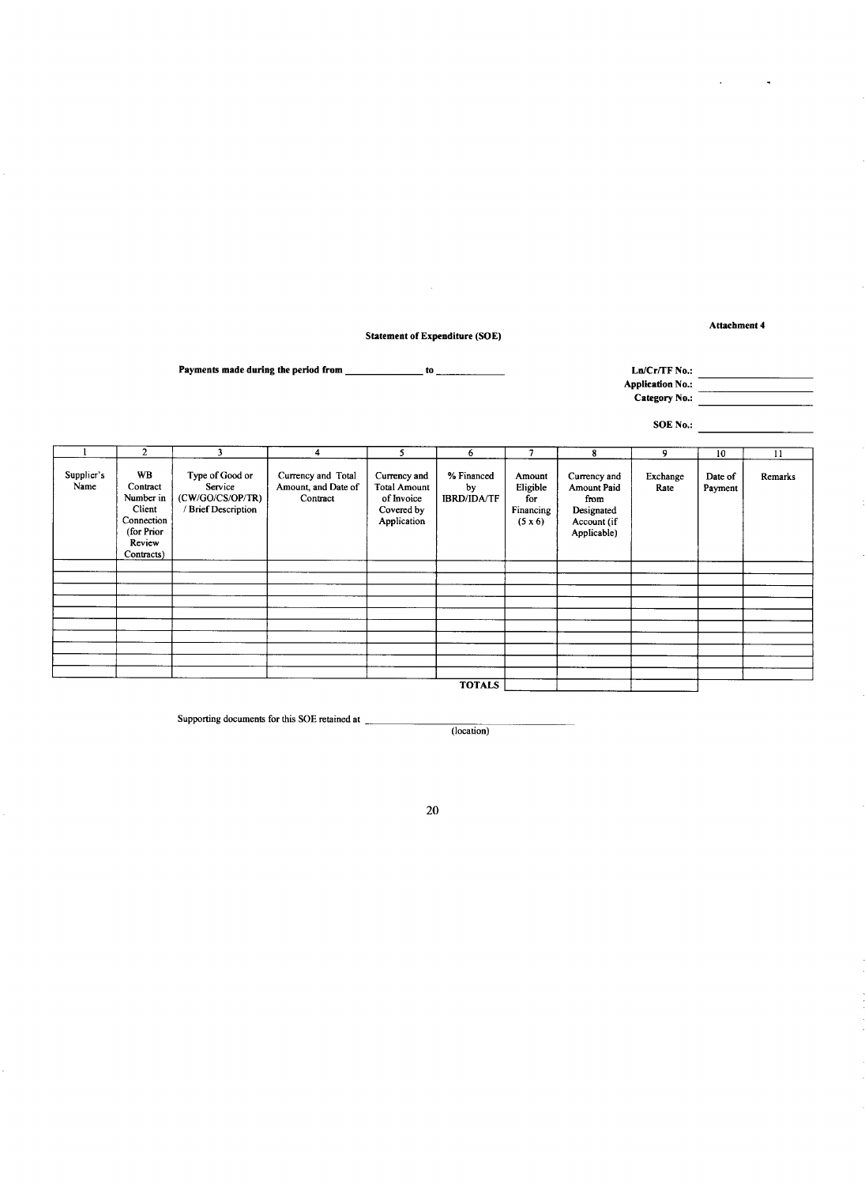**Attachment 4**

**Statement of Expenditure (SOE)**

**Payments made during the period from \_\_\_\_\_\_\_\_\_\_\_\_\_\_ to \_\_\_\_\_\_\_\_\_\_\_\_**

**Ln/Cr/TF No.:** \_\_\_\_\_\_\_\_\_\_\_\_\_\_\_\_\_\_
**Application No.:** \_\_\_\_\_\_\_\_\_\_\_\_\_\_\_\_\_\_
**Category No.:** \_\_\_\_\_\_\_\_\_\_\_\_\_\_\_\_\_\_

**SOE No.:** \_\_\_\_\_\_\_\_\_\_\_\_\_\_\_\_\_\_

| 1 | 2 | 3 | 4 | 5 | 6 | 7 | 8 | 9 | 10 | 11 |
|---|---|---|---|---|---|---|---|---|---|---|
| Supplier's Name | WB Contract Number in Client Connection (for Prior Review Contracts) | Type of Good or Service (CW/GO/CS/OP/TR) / Brief Description | Currency and Total Amount, and Date of Contract | Currency and Total Amount of Invoice Covered by Application | % Financed by IBRD/IDA/TF | Amount Eligible for Financing (5 x 6) | Currency and Amount Paid from Designated Account (if Applicable) | Exchange Rate | Date of Payment | Remarks |
| | | | | | | | | | | |
| | | | | | | | | | | |
| | | | | | | | | | | |
| | | | | | | | | | | |
| | | | | | | | | | | |
| | | | | | | | | | | |
| | | | | | | | | | | |
| | | | | | | | | | | |
| | | | | | | | | | | |
| | | | | | | | | | | |
| | | | | | **TOTALS** | | | | | |

Supporting documents for this SOE retained at \_\_\_\_\_\_\_\_\_\_\_\_\_\_\_\_\_\_\_\_\_\_\_\_\_\_\_\_\_\_
(location)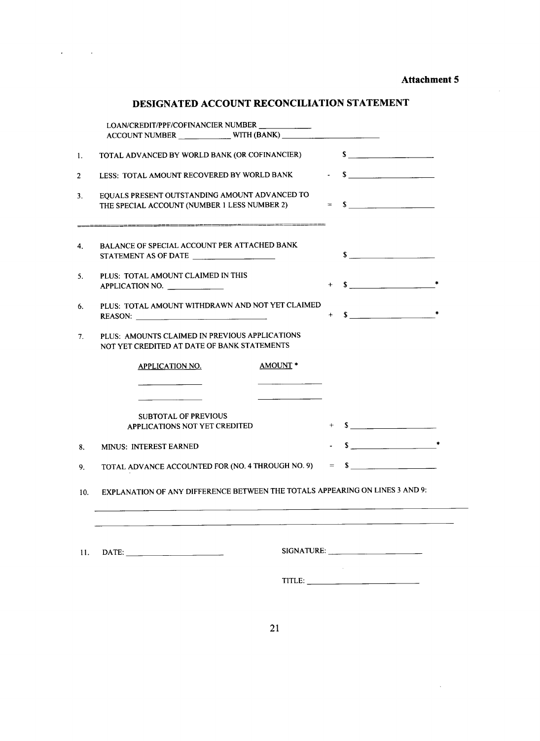**Attachment 5**

# DESIGNATED ACCOUNT RECONCILIATION STATEMENT

LOAN/CREDIT/PPF/COFINANCIER NUMBER ____________
ACCOUNT NUMBER ____________ WITH (BANK) ________________________

1. TOTAL ADVANCED BY WORLD BANK (OR COFINANCIER) $ ____________________

2. LESS: TOTAL AMOUNT RECOVERED BY WORLD BANK - $ ____________________

3. EQUALS PRESENT OUTSTANDING AMOUNT ADVANCED TO THE SPECIAL ACCOUNT (NUMBER 1 LESS NUMBER 2) = $ ____________________

---

4. BALANCE OF SPECIAL ACCOUNT PER ATTACHED BANK STATEMENT AS OF DATE ____________________ $ ____________________

5. PLUS: TOTAL AMOUNT CLAIMED IN THIS APPLICATION NO. ______________ + $ ____________________ *

6. PLUS: TOTAL AMOUNT WITHDRAWN AND NOT YET CLAIMED REASON: ______________________________ + $ ____________________ *

7. PLUS: AMOUNTS CLAIMED IN PREVIOUS APPLICATIONS NOT YET CREDITED AT DATE OF BANK STATEMENTS

| APPLICATION NO. | AMOUNT * |
|---|---|
| ______________ | ______________ |
| ______________ | ______________ |

SUBTOTAL OF PREVIOUS APPLICATIONS NOT YET CREDITED + $ ____________________

8. MINUS: INTEREST EARNED - $ ____________________ *

9. TOTAL ADVANCE ACCOUNTED FOR (NO. 4 THROUGH NO. 9) = $ ____________________

10. EXPLANATION OF ANY DIFFERENCE BETWEEN THE TOTALS APPEARING ON LINES 3 AND 9:

________________________________________________________________________

________________________________________________________________________

11. DATE: ________________________ SIGNATURE: ________________________

TITLE: ________________________